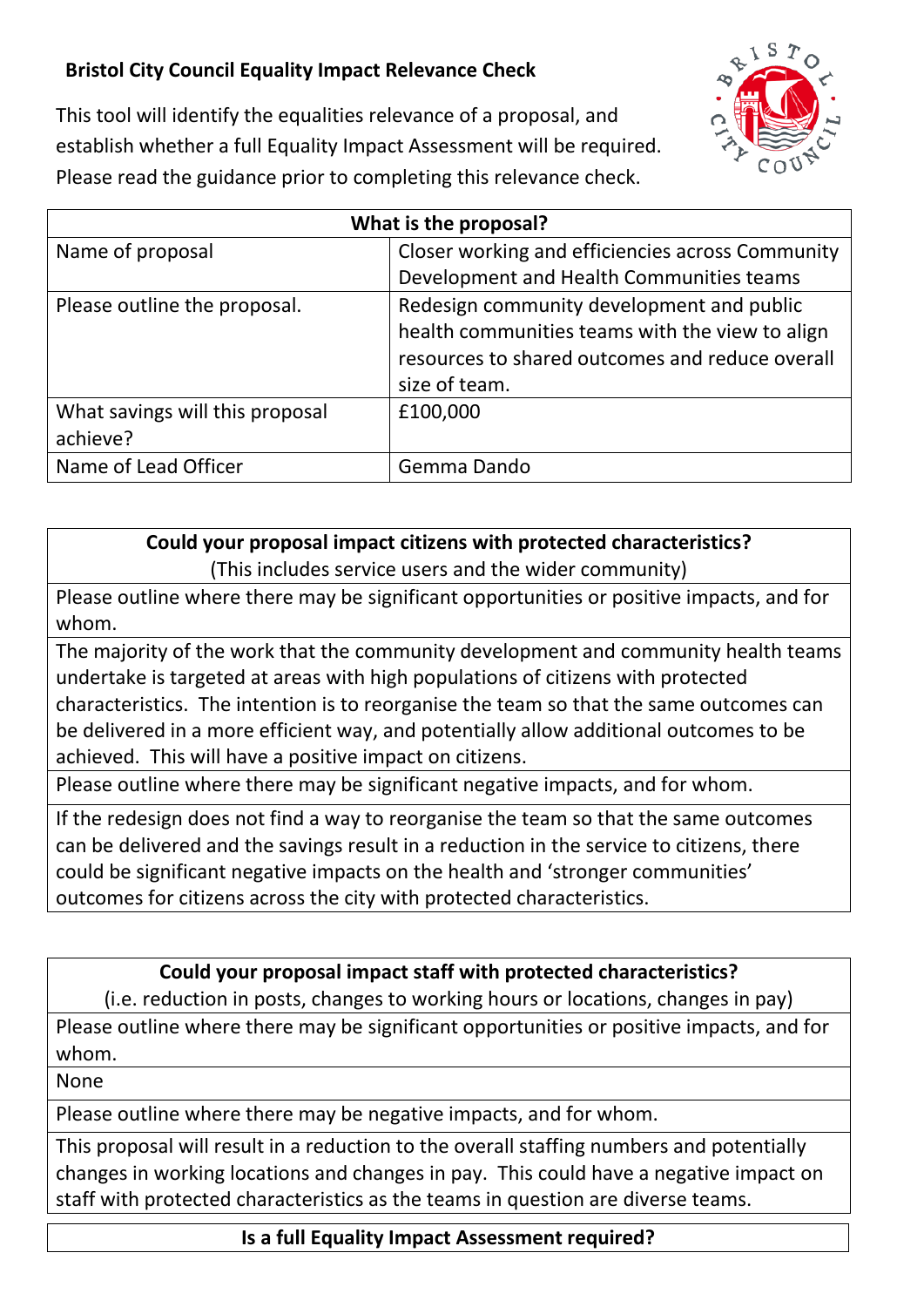# Bristol City Council Equality Impact Relevance Check

This tool will identify the equalities relevance of a proposal, and establish whether a full Equality Impact Assessment will be required. Please read the guidance prior to completing this relevance check.

| What is the proposal? | |
|---|---|
| Name of proposal | Closer working and efficiencies across Community Development and Health Communities teams |
| Please outline the proposal. | Redesign community development and public health communities teams with the view to align resources to shared outcomes and reduce overall size of team. |
| What savings will this proposal achieve? | £100,000 |
| Name of Lead Officer | Gemma Dando |

| **Could your proposal impact citizens with protected characteristics?** (This includes service users and the wider community) |
|---|
| Please outline where there may be significant opportunities or positive impacts, and for whom. |
| The majority of the work that the community development and community health teams undertake is targeted at areas with high populations of citizens with protected characteristics. The intention is to reorganise the team so that the same outcomes can be delivered in a more efficient way, and potentially allow additional outcomes to be achieved. This will have a positive impact on citizens. |
| Please outline where there may be significant negative impacts, and for whom. |
| If the redesign does not find a way to reorganise the team so that the same outcomes can be delivered and the savings result in a reduction in the service to citizens, there could be significant negative impacts on the health and 'stronger communities' outcomes for citizens across the city with protected characteristics. |

| **Could your proposal impact staff with protected characteristics?** (i.e. reduction in posts, changes to working hours or locations, changes in pay) |
|---|
| Please outline where there may be significant opportunities or positive impacts, and for whom. |
| None |
| Please outline where there may be negative impacts, and for whom. |
| This proposal will result in a reduction to the overall staffing numbers and potentially changes in working locations and changes in pay. This could have a negative impact on staff with protected characteristics as the teams in question are diverse teams. |

| **Is a full Equality Impact Assessment required?** |
|---|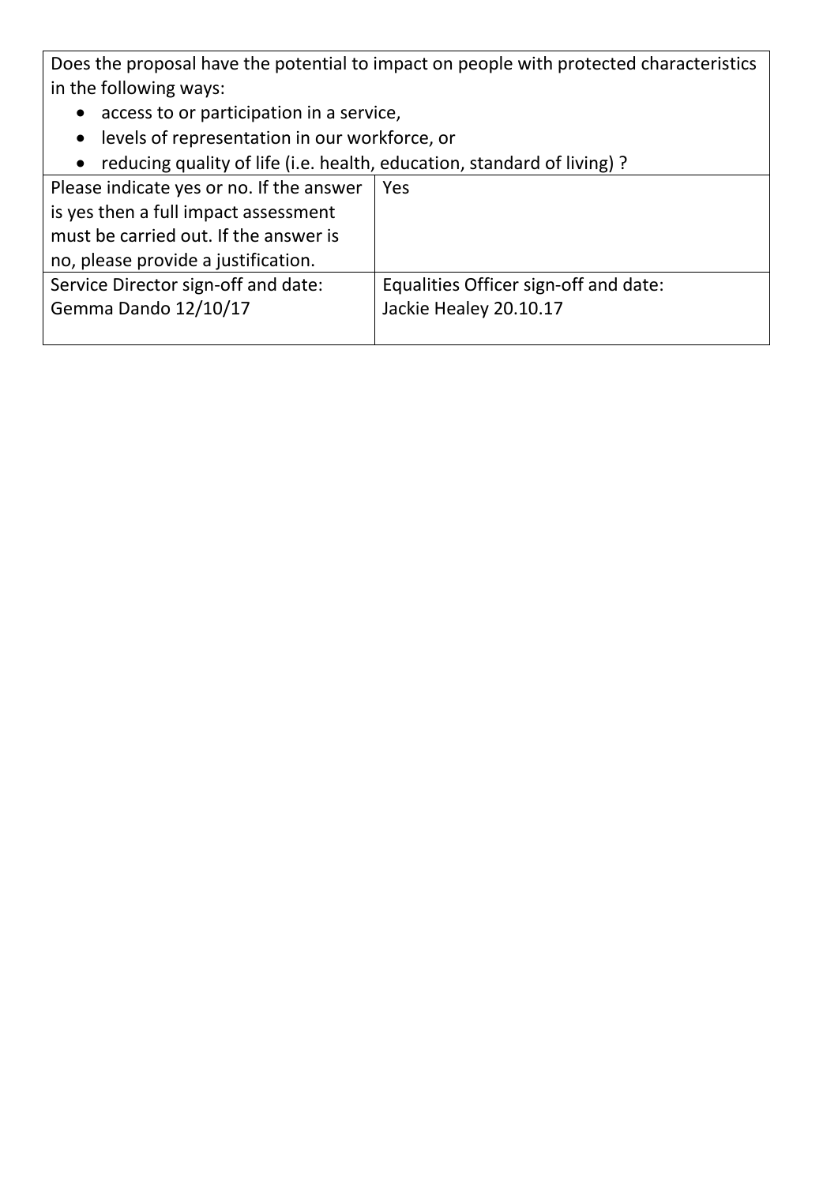| | |
|---|---|
| Does the proposal have the potential to impact on people with protected characteristics in the following ways:<br>• access to or participation in a service,<br>• levels of representation in our workforce, or<br>• reducing quality of life (i.e. health, education, standard of living) ? | |
| Please indicate yes or no. If the answer is yes then a full impact assessment must be carried out. If the answer is no, please provide a justification. | Yes |
| Service Director sign-off and date:<br>Gemma Dando 12/10/17 | Equalities Officer sign-off and date:<br>Jackie Healey 20.10.17 |